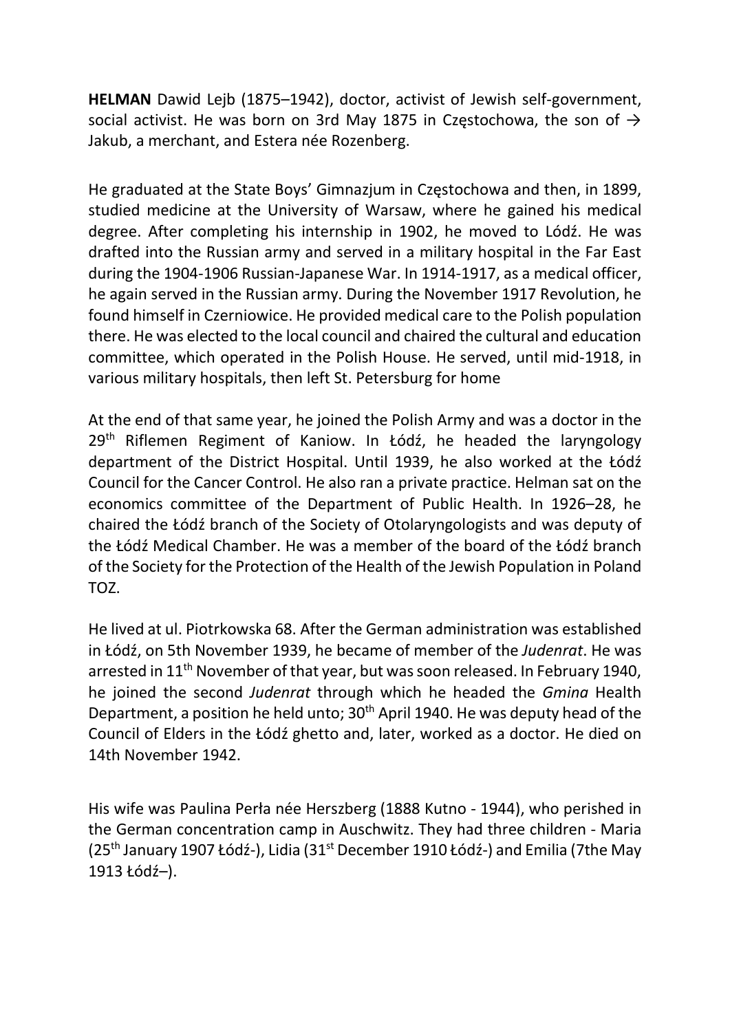**HELMAN** Dawid Lejb (1875–1942), doctor, activist of Jewish self-government, social activist. He was born on 3rd May 1875 in Częstochowa, the son of → Jakub, a merchant, and Estera née Rozenberg.

He graduated at the State Boys' Gimnazjum in Częstochowa and then, in 1899, studied medicine at the University of Warsaw, where he gained his medical degree. After completing his internship in 1902, he moved to Lódź. He was drafted into the Russian army and served in a military hospital in the Far East during the 1904-1906 Russian-Japanese War. In 1914-1917, as a medical officer, he again served in the Russian army. During the November 1917 Revolution, he found himself in Czerniowice. He provided medical care to the Polish population there. He was elected to the local council and chaired the cultural and education committee, which operated in the Polish House. He served, until mid-1918, in various military hospitals, then left St. Petersburg for home

At the end of that same year, he joined the Polish Army and was a doctor in the 29th Riflemen Regiment of Kaniow. In Łódź, he headed the laryngology department of the District Hospital. Until 1939, he also worked at the Łódź Council for the Cancer Control. He also ran a private practice. Helman sat on the economics committee of the Department of Public Health. In 1926–28, he chaired the Łódź branch of the Society of Otolaryngologists and was deputy of the Łódź Medical Chamber. He was a member of the board of the Łódź branch of the Society for the Protection of the Health of the Jewish Population in Poland TOZ.

He lived at ul. Piotrkowska 68. After the German administration was established in Łódź, on 5th November 1939, he became of member of the *Judenrat*. He was arrested in 11th November of that year, but was soon released. In February 1940, he joined the second *Judenrat* through which he headed the *Gmina* Health Department, a position he held unto; 30th April 1940. He was deputy head of the Council of Elders in the Łódź ghetto and, later, worked as a doctor. He died on 14th November 1942.

His wife was Paulina Perła née Herszberg (1888 Kutno - 1944), who perished in the German concentration camp in Auschwitz. They had three children - Maria (25th January 1907 Łódź-), Lidia (31st December 1910 Łódź-) and Emilia (7the May 1913 Łódź–).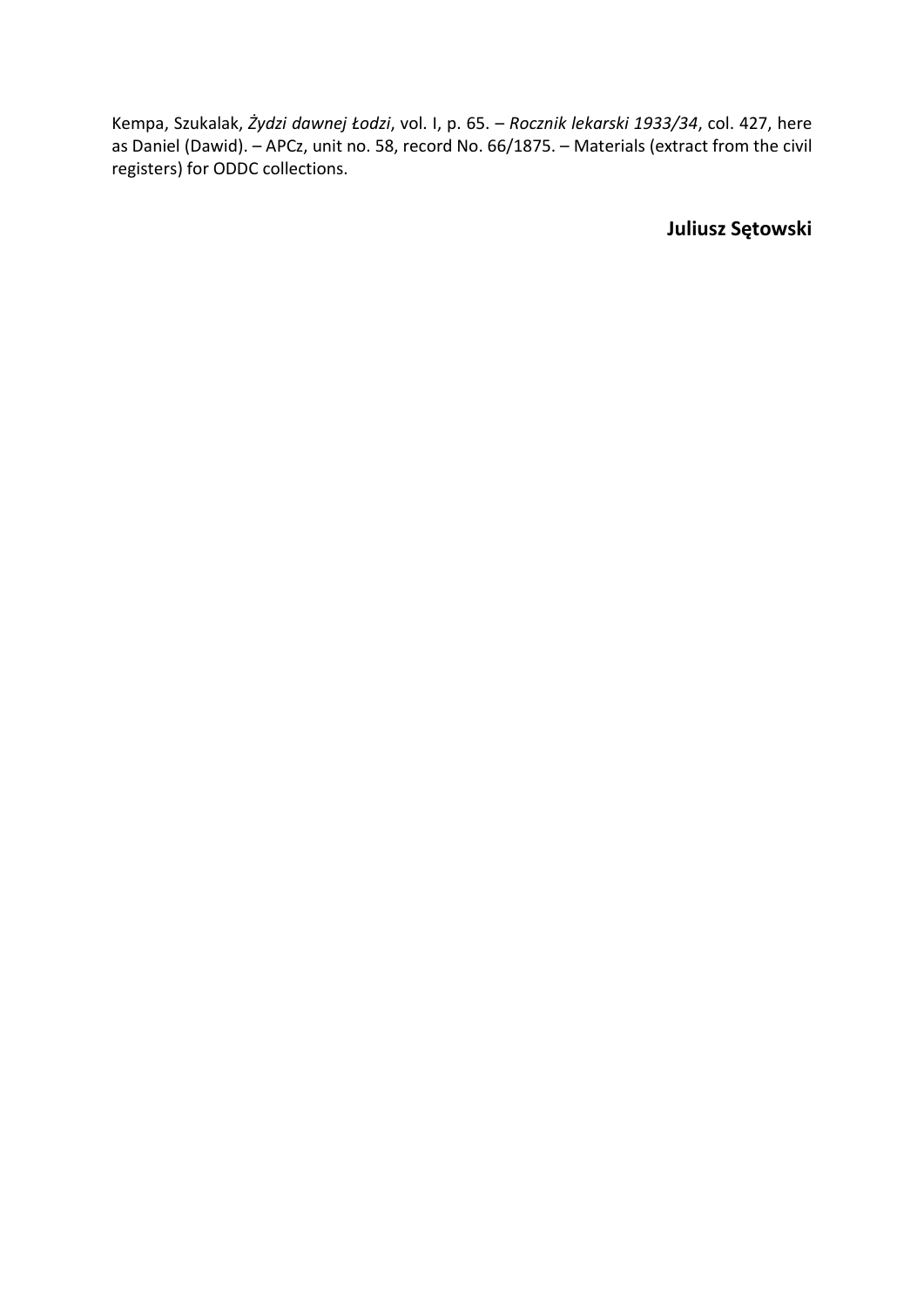Kempa, Szukalak, *Żydzi dawnej Łodzi*, vol. I, p. 65. – *Rocznik lekarski 1933/34*, col. 427, here as Daniel (Dawid). – APCz, unit no. 58, record No. 66/1875. – Materials (extract from the civil registers) for ODDC collections.

**Juliusz Sętowski**